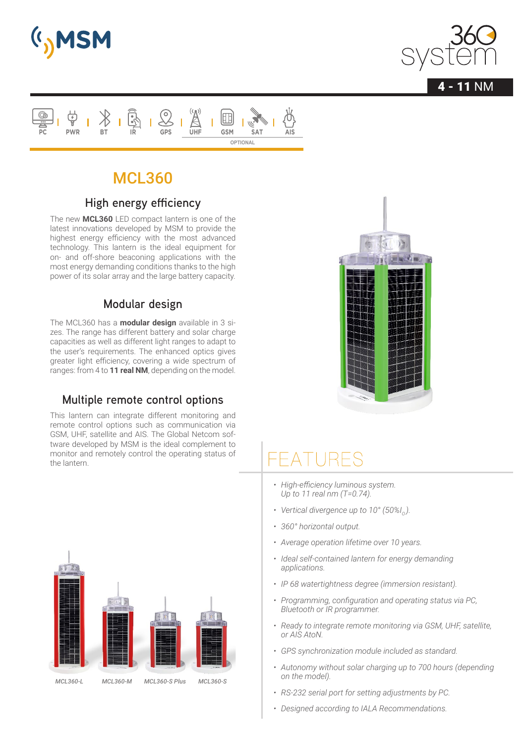MSM

360 system

**4 - 11** NM

PC | PWR | BT | IR | GPS | UHF | GSM | SAT | AIS

OPTIONAL

# MCL360

## High energy efficiency

The new **MCL360** LED compact lantern is one of the latest innovations developed by MSM to provide the highest energy efficiency with the most advanced technology. This lantern is the ideal equipment for on- and off-shore beaconing applications with the most energy demanding conditions thanks to the high power of its solar array and the large battery capacity.

## Modular design

The MCL360 has a **modular design** available in 3 sizes. The range has different battery and solar charge capacities as well as different light ranges to adapt to the user's requirements. The enhanced optics gives greater light efficiency, covering a wide spectrum of ranges: from 4 to **11 real NM**, depending on the model.

## Multiple remote control options

This lantern can integrate different monitoring and remote control options such as communication via GSM, UHF, satellite and AIS. The Global Netcom software developed by MSM is the ideal complement to monitor and remotely control the operating status of the lantern.

MCL360-L | MCL360-M | MCL360-S Plus | MCL360-S

# FEATURES

- *High-efficiency luminous system. Up to 11 real nm (T=0.74).*
- *Vertical divergence up to 10° (50%$I_0$).*
- *360° horizontal output.*
- *Average operation lifetime over 10 years.*
- *Ideal self-contained lantern for energy demanding applications.*
- *IP 68 watertightness degree (immersion resistant).*
- *Programming, configuration and operating status via PC, Bluetooth or IR programmer.*
- *Ready to integrate remote monitoring via GSM, UHF, satellite, or AIS AtoN.*
- *GPS synchronization module included as standard.*
- *Autonomy without solar charging up to 700 hours (depending on the model).*
- *RS-232 serial port for setting adjustments by PC.*
- *Designed according to IALA Recommendations.*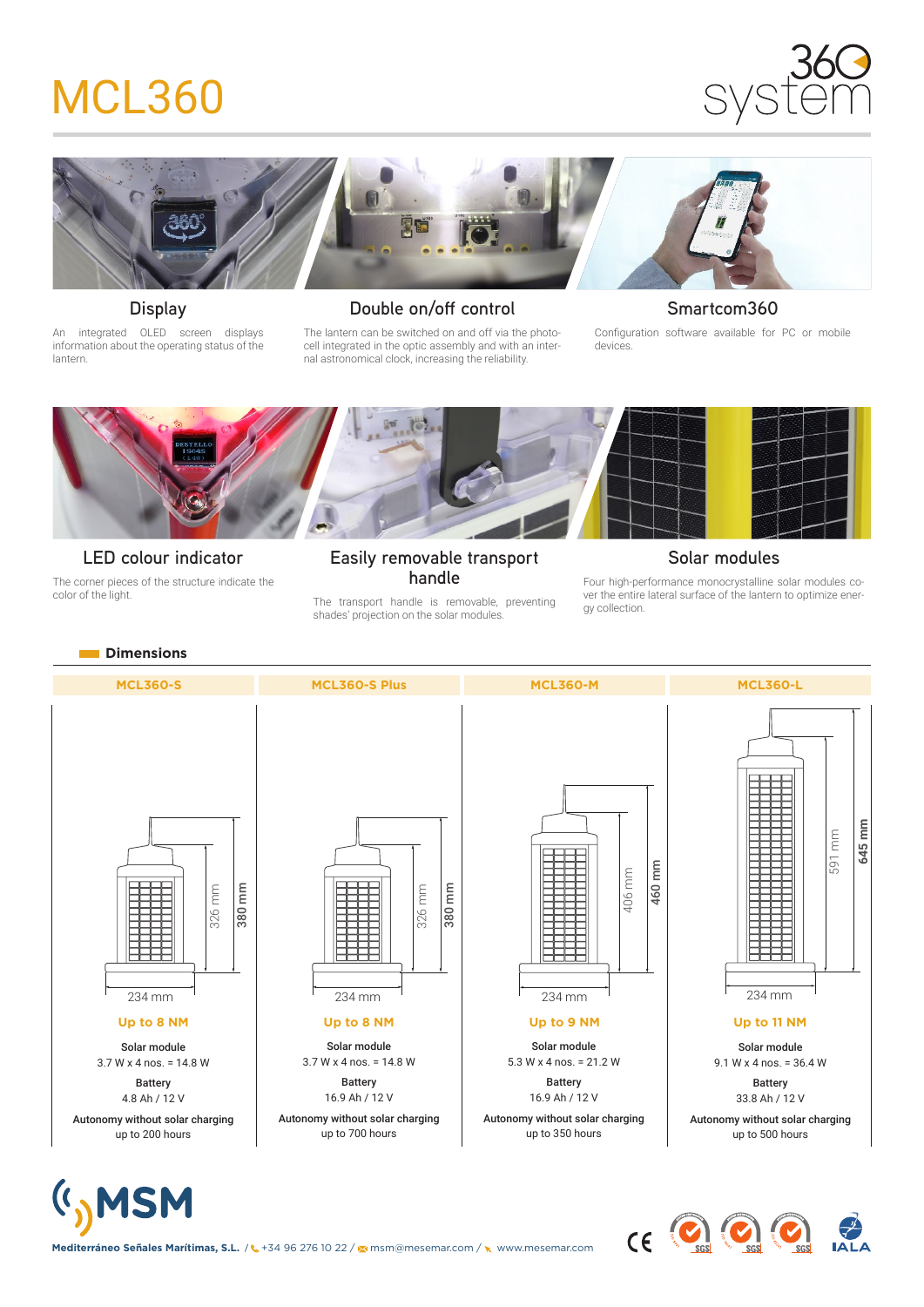# MCL360

### Display

An integrated OLED screen displays information about the operating status of the lantern.

### Double on/off control

The lantern can be switched on and off via the photo-cell integrated in the optic assembly and with an internal astronomical clock, increasing the reliability.

### Smartcom360

Configuration software available for PC or mobile devices.

### LED colour indicator

The corner pieces of the structure indicate the color of the light.

### Easily removable transport handle

The transport handle is removable, preventing shades' projection on the solar modules.

### Solar modules

Four high-performance monocrystalline solar modules cover the entire lateral surface of the lantern to optimize energy collection.

## Dimensions

| | MCL360-S | MCL360-S Plus | MCL360-M | MCL360-L |
|---|---|---|---|---|
| Height (body) | 326 mm | 326 mm | 406 mm | 591 mm |
| Height (total) | 380 mm | 380 mm | 460 mm | 645 mm |
| Diameter | 234 mm | 234 mm | 234 mm | 234 mm |
| Range | Up to 8 NM | Up to 8 NM | Up to 9 NM | Up to 11 NM |
| Solar module | 3.7 W x 4 nos. = 14.8 W | 3.7 W x 4 nos. = 14.8 W | 5.3 W x 4 nos. = 21.2 W | 9.1 W x 4 nos. = 36.4 W |
| Battery | 4.8 Ah / 12 V | 16.9 Ah / 12 V | 16.9 Ah / 12 V | 33.8 Ah / 12 V |
| Autonomy without solar charging | up to 200 hours | up to 700 hours | up to 350 hours | up to 500 hours |

**Mediterráneo Señales Marítimas, S.L.** / +34 96 276 10 22 / msm@mesemar.com / www.mesemar.com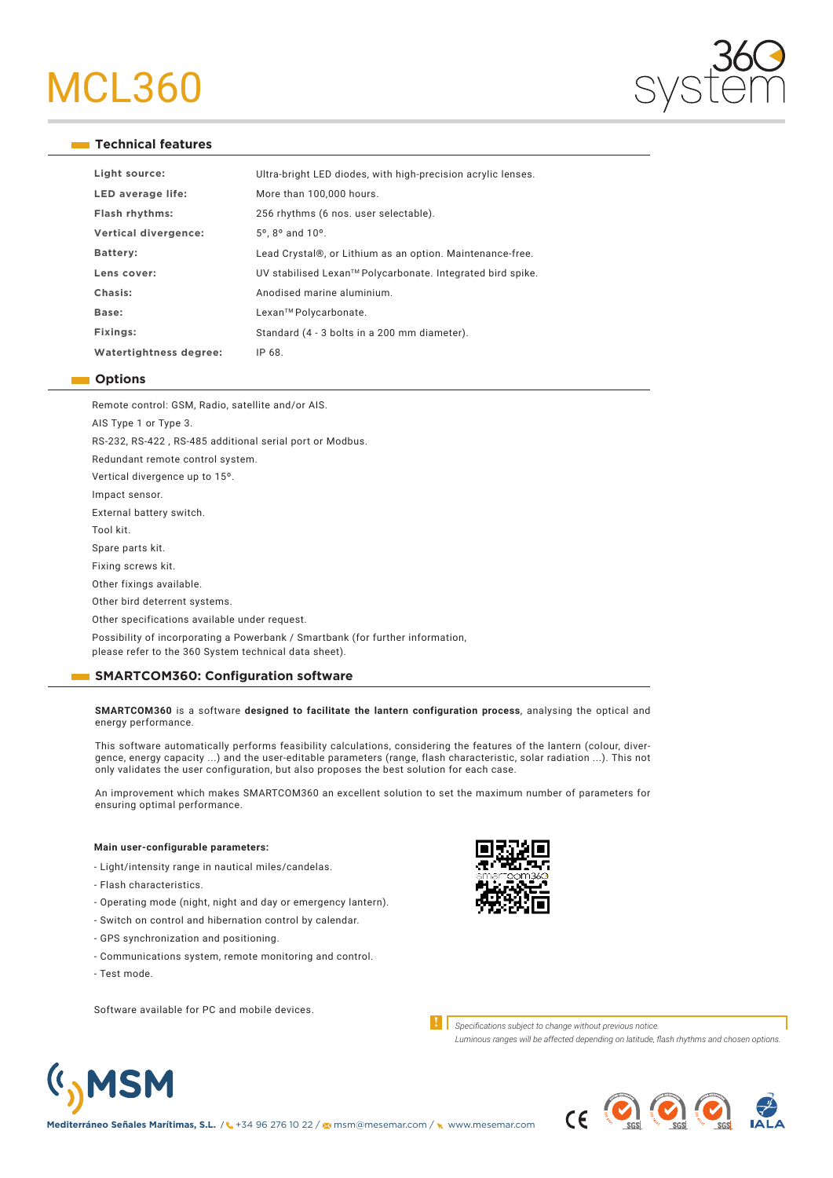# MCL360

## Technical features

| | |
|---|---|
| **Light source:** | Ultra-bright LED diodes, with high-precision acrylic lenses. |
| **LED average life:** | More than 100,000 hours. |
| **Flash rhythms:** | 256 rhythms (6 nos. user selectable). |
| **Vertical divergence:** | 5º, 8º and 10º. |
| **Battery:** | Lead Crystal®, or Lithium as an option. Maintenance-free. |
| **Lens cover:** | UV stabilised Lexan™ Polycarbonate. Integrated bird spike. |
| **Chasis:** | Anodised marine aluminium. |
| **Base:** | Lexan™ Polycarbonate. |
| **Fixings:** | Standard (4 - 3 bolts in a 200 mm diameter). |
| **Watertightness degree:** | IP 68. |

## Options

Remote control: GSM, Radio, satellite and/or AIS.

AIS Type 1 or Type 3.

RS-232, RS-422 , RS-485 additional serial port or Modbus.

Redundant remote control system.

Vertical divergence up to 15º.

Impact sensor.

External battery switch.

Tool kit.

Spare parts kit.

Fixing screws kit.

Other fixings available.

Other bird deterrent systems.

Other specifications available under request.

Possibility of incorporating a Powerbank / Smartbank (for further information, please refer to the 360 System technical data sheet).

## SMARTCOM360: Configuration software

**SMARTCOM360** is a software **designed to facilitate the lantern configuration process**, analysing the optical and energy performance.

This software automatically performs feasibility calculations, considering the features of the lantern (colour, divergence, energy capacity ...) and the user-editable parameters (range, flash characteristic, solar radiation ...). This not only validates the user configuration, but also proposes the best solution for each case.

An improvement which makes SMARTCOM360 an excellent solution to set the maximum number of parameters for ensuring optimal performance.

**Main user-configurable parameters:**

- Light/intensity range in nautical miles/candelas.
- Flash characteristics.
- Operating mode (night, night and day or emergency lantern).
- Switch on control and hibernation control by calendar.
- GPS synchronization and positioning.
- Communications system, remote monitoring and control.
- Test mode.

Software available for PC and mobile devices.

*Specifications subject to change without previous notice.*
*Luminous ranges will be affected depending on latitude, flash rhythms and chosen options.*

**Mediterráneo Señales Marítimas, S.L.** / +34 96 276 10 22 / msm@mesemar.com / www.mesemar.com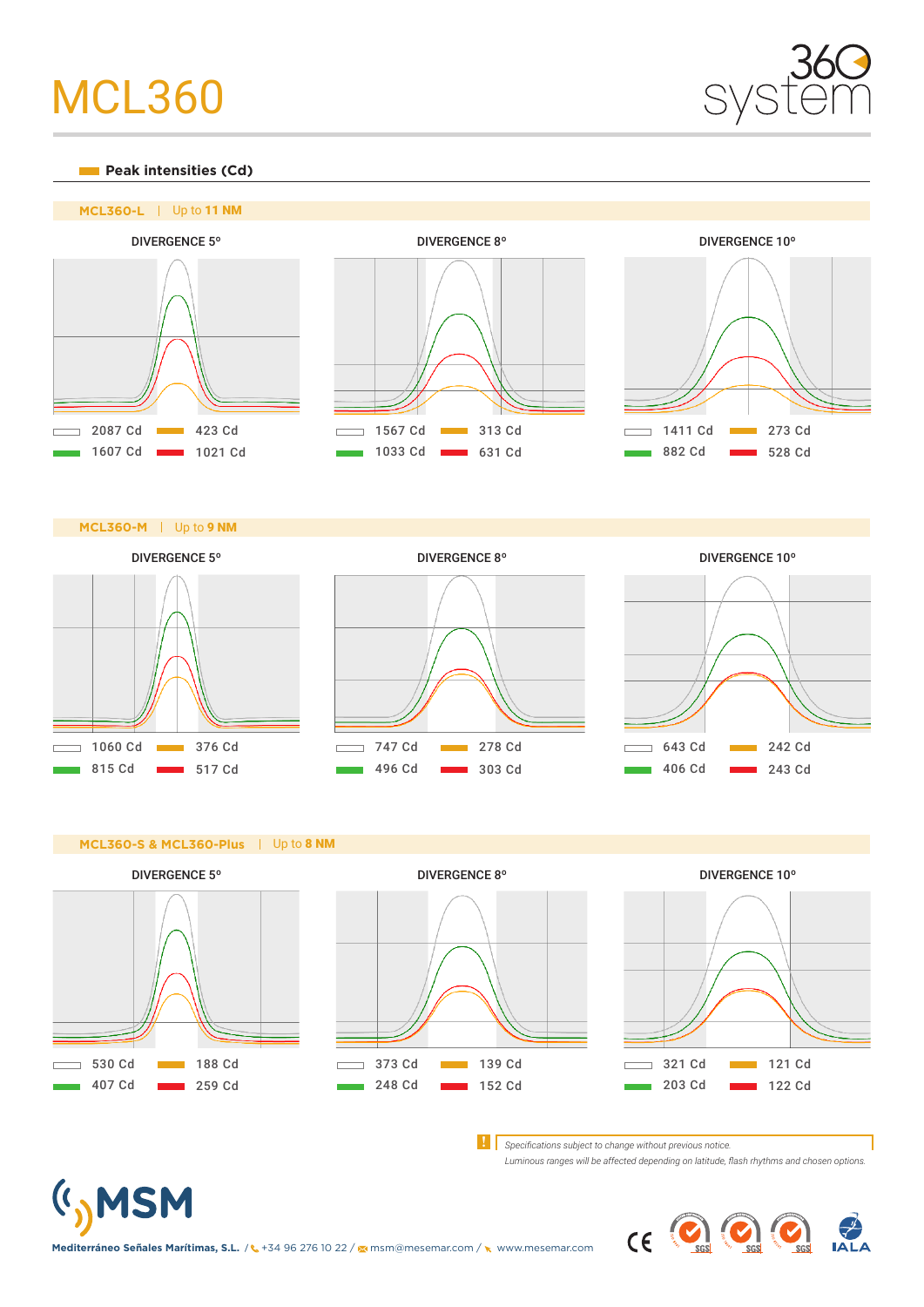# MCL360

360 system

## Peak intensities (Cd)

### MCL360-L | Up to **11 NM**

DIVERGENCE 5°

2087 Cd
423 Cd
1607 Cd
1021 Cd

DIVERGENCE 8°

1567 Cd
313 Cd
1033 Cd
631 Cd

DIVERGENCE 10°

1411 Cd
273 Cd
882 Cd
528 Cd

### MCL360-M | Up to **9 NM**

DIVERGENCE 5°

1060 Cd
376 Cd
815 Cd
517 Cd

DIVERGENCE 8°

747 Cd
278 Cd
496 Cd
303 Cd

DIVERGENCE 10°

643 Cd
242 Cd
406 Cd
243 Cd

### MCL360-S & MCL360-Plus | Up to **8 NM**

DIVERGENCE 5°

530 Cd
188 Cd
407 Cd
259 Cd

DIVERGENCE 8°

373 Cd
139 Cd
248 Cd
152 Cd

DIVERGENCE 10°

321 Cd
121 Cd
203 Cd
122 Cd

*Specifications subject to change without previous notice.*
*Luminous ranges will be affected depending on latitude, flash rhythms and chosen options.*

MSM

**Mediterráneo Señales Marítimas, S.L.** / +34 96 276 10 22 / msm@mesemar.com / www.mesemar.com

CE SGS SGS SGS IALA